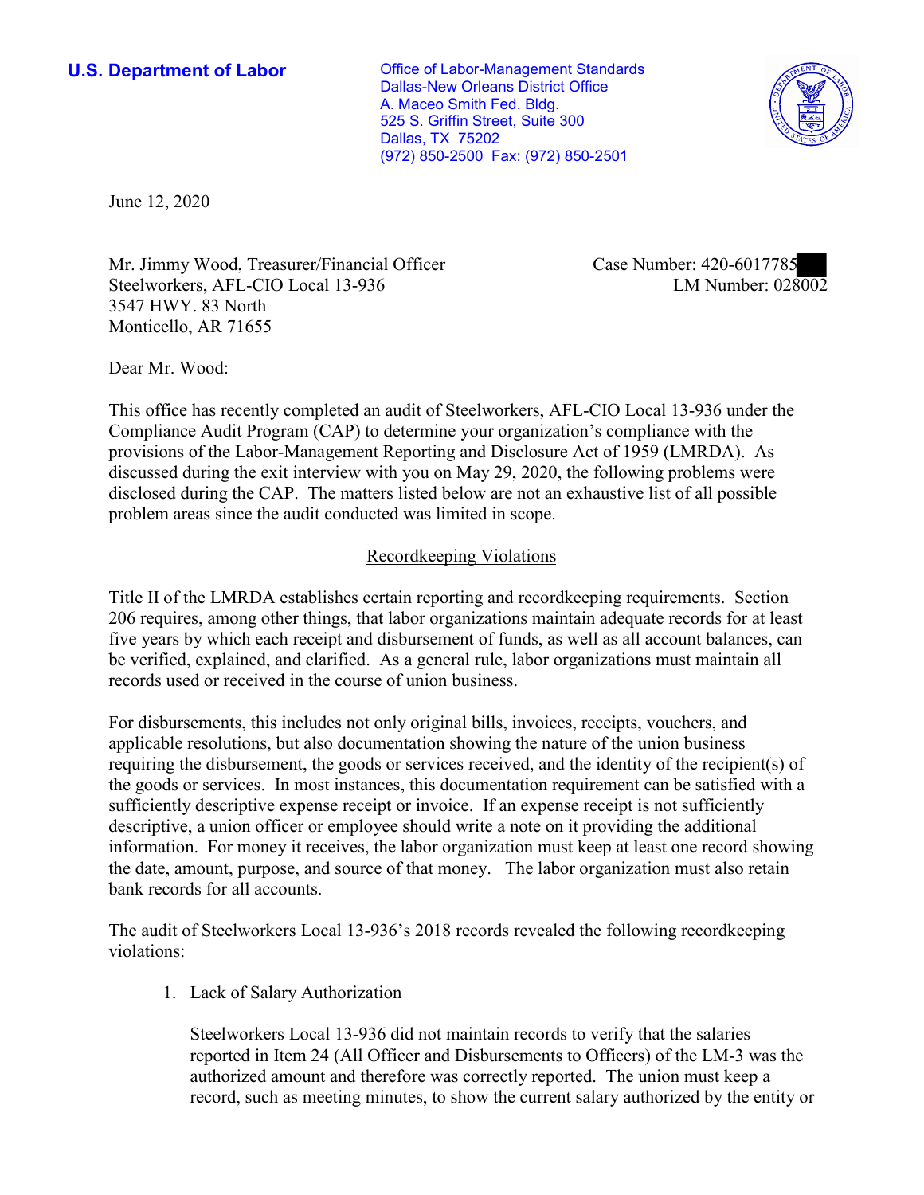**U.S. Department of Labor**

Office of Labor-Management Standards
Dallas-New Orleans District Office
A. Maceo Smith Fed. Bldg.
525 S. Griffin Street, Suite 300
Dallas, TX 75202
(972) 850-2500 Fax: (972) 850-2501

June 12, 2020

Mr. Jimmy Wood, Treasurer/Financial Officer
Steelworkers, AFL-CIO Local 13-936
3547 HWY. 83 North
Monticello, AR 71655

Case Number: 420-6017785
LM Number: 028002

Dear Mr. Wood:

This office has recently completed an audit of Steelworkers, AFL-CIO Local 13-936 under the Compliance Audit Program (CAP) to determine your organization's compliance with the provisions of the Labor-Management Reporting and Disclosure Act of 1959 (LMRDA). As discussed during the exit interview with you on May 29, 2020, the following problems were disclosed during the CAP. The matters listed below are not an exhaustive list of all possible problem areas since the audit conducted was limited in scope.

## Recordkeeping Violations

Title II of the LMRDA establishes certain reporting and recordkeeping requirements. Section 206 requires, among other things, that labor organizations maintain adequate records for at least five years by which each receipt and disbursement of funds, as well as all account balances, can be verified, explained, and clarified. As a general rule, labor organizations must maintain all records used or received in the course of union business.

For disbursements, this includes not only original bills, invoices, receipts, vouchers, and applicable resolutions, but also documentation showing the nature of the union business requiring the disbursement, the goods or services received, and the identity of the recipient(s) of the goods or services. In most instances, this documentation requirement can be satisfied with a sufficiently descriptive expense receipt or invoice. If an expense receipt is not sufficiently descriptive, a union officer or employee should write a note on it providing the additional information. For money it receives, the labor organization must keep at least one record showing the date, amount, purpose, and source of that money. The labor organization must also retain bank records for all accounts.

The audit of Steelworkers Local 13-936's 2018 records revealed the following recordkeeping violations:

1. Lack of Salary Authorization

   Steelworkers Local 13-936 did not maintain records to verify that the salaries reported in Item 24 (All Officer and Disbursements to Officers) of the LM-3 was the authorized amount and therefore was correctly reported. The union must keep a record, such as meeting minutes, to show the current salary authorized by the entity or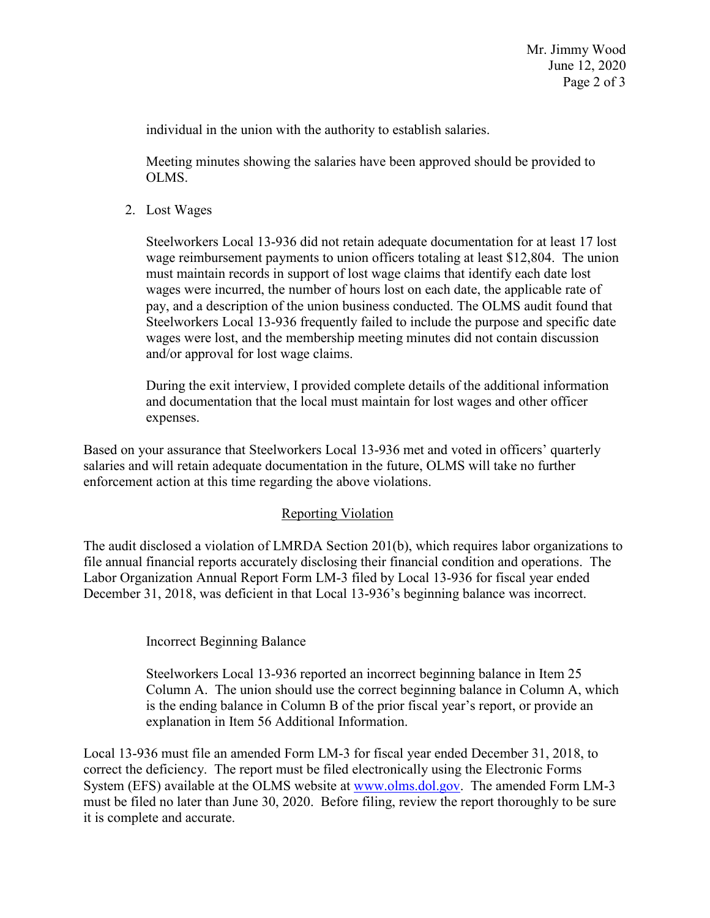individual in the union with the authority to establish salaries.

Meeting minutes showing the salaries have been approved should be provided to OLMS.

2. Lost Wages

   Steelworkers Local 13-936 did not retain adequate documentation for at least 17 lost wage reimbursement payments to union officers totaling at least $12,804. The union must maintain records in support of lost wage claims that identify each date lost wages were incurred, the number of hours lost on each date, the applicable rate of pay, and a description of the union business conducted. The OLMS audit found that Steelworkers Local 13-936 frequently failed to include the purpose and specific date wages were lost, and the membership meeting minutes did not contain discussion and/or approval for lost wage claims.

   During the exit interview, I provided complete details of the additional information and documentation that the local must maintain for lost wages and other officer expenses.

Based on your assurance that Steelworkers Local 13-936 met and voted in officers' quarterly salaries and will retain adequate documentation in the future, OLMS will take no further enforcement action at this time regarding the above violations.

## Reporting Violation

The audit disclosed a violation of LMRDA Section 201(b), which requires labor organizations to file annual financial reports accurately disclosing their financial condition and operations. The Labor Organization Annual Report Form LM-3 filed by Local 13-936 for fiscal year ended December 31, 2018, was deficient in that Local 13-936's beginning balance was incorrect.

### Incorrect Beginning Balance

Steelworkers Local 13-936 reported an incorrect beginning balance in Item 25 Column A. The union should use the correct beginning balance in Column A, which is the ending balance in Column B of the prior fiscal year's report, or provide an explanation in Item 56 Additional Information.

Local 13-936 must file an amended Form LM-3 for fiscal year ended December 31, 2018, to correct the deficiency. The report must be filed electronically using the Electronic Forms System (EFS) available at the OLMS website at www.olms.dol.gov. The amended Form LM-3 must be filed no later than June 30, 2020. Before filing, review the report thoroughly to be sure it is complete and accurate.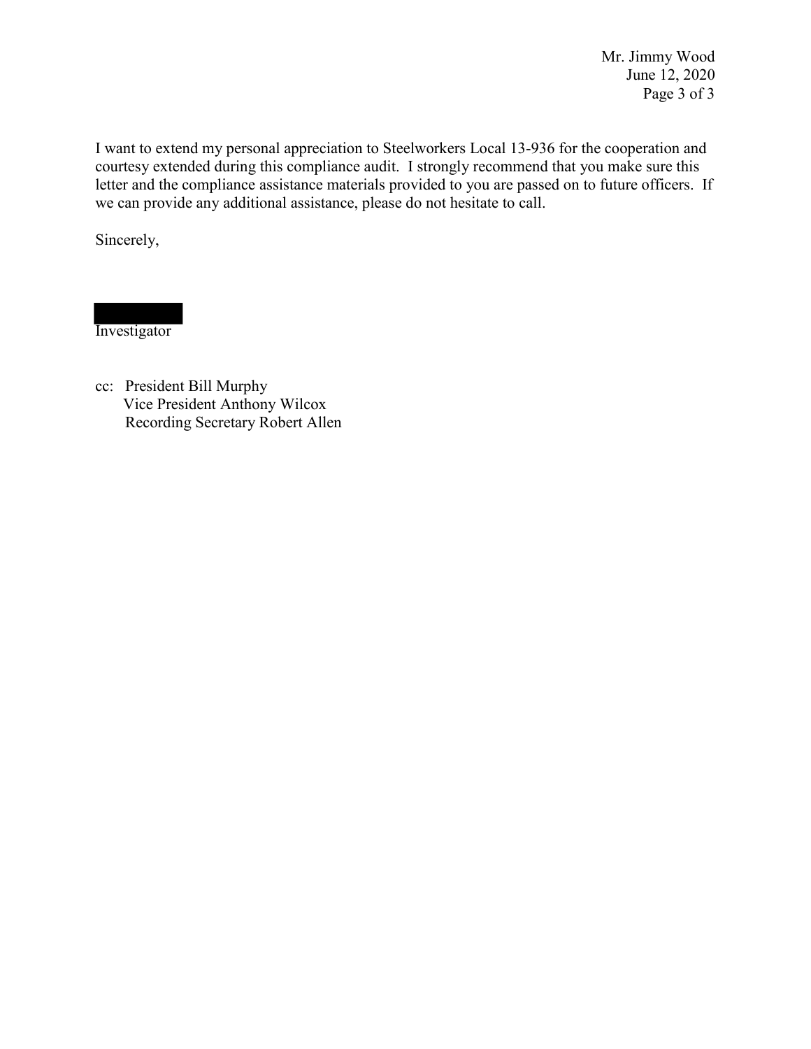I want to extend my personal appreciation to Steelworkers Local 13-936 for the cooperation and courtesy extended during this compliance audit. I strongly recommend that you make sure this letter and the compliance assistance materials provided to you are passed on to future officers. If we can provide any additional assistance, please do not hesitate to call.

Sincerely,

Investigator

cc: President Bill Murphy
Vice President Anthony Wilcox
Recording Secretary Robert Allen